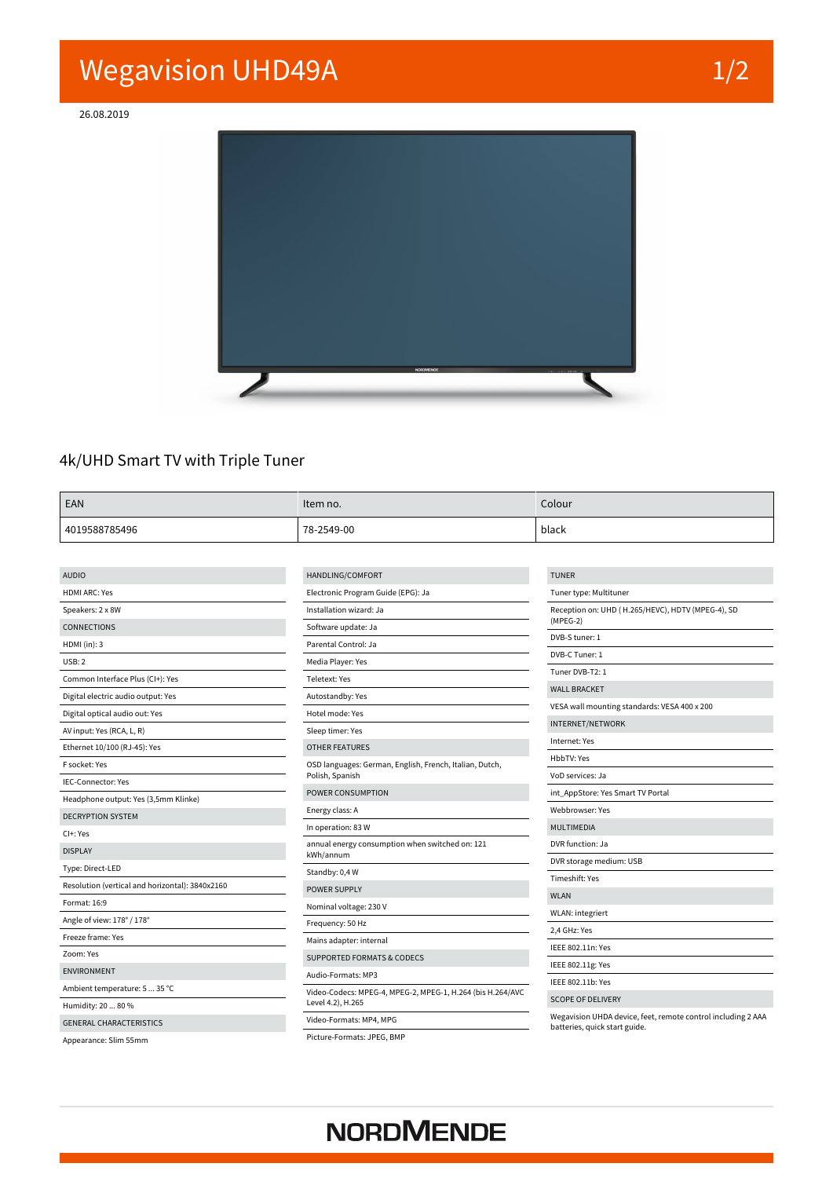# Wegavision UHD49A

26.08.2019

## 4k/UHD Smart TV with Triple Tuner

| EAN | Item no. | Colour |
|---|---|---|
| 4019588785496 | 78-2549-00 | black |

### AUDIO

- HDMI ARC: Yes
- Speakers: 2 x 8W

### CONNECTIONS

- HDMI (in): 3
- USB: 2
- Common Interface Plus (CI+): Yes
- Digital electric audio output: Yes
- Digital optical audio out: Yes
- AV input: Yes (RCA, L, R)
- Ethernet 10/100 (RJ-45): Yes
- F socket: Yes
- IEC-Connector: Yes
- Headphone output: Yes (3,5mm Klinke)

### DECRYPTION SYSTEM

- CI+: Yes

### DISPLAY

- Type: Direct-LED
- Resolution (vertical and horizontal): 3840x2160
- Format: 16:9
- Angle of view: 178° / 178°
- Freeze frame: Yes
- Zoom: Yes

### ENVIRONMENT

- Ambient temperature: 5 ... 35 °C
- Humidity: 20 ... 80 %

### GENERAL CHARACTERISTICS

- Appearance: Slim 55mm

### HANDLING/COMFORT

- Electronic Program Guide (EPG): Ja
- Installation wizard: Ja
- Software update: Ja
- Parental Control: Ja
- Media Player: Yes
- Teletext: Yes
- Autostandby: Yes
- Hotel mode: Yes
- Sleep timer: Yes

### OTHER FEATURES

- OSD languages: German, English, French, Italian, Dutch, Polish, Spanish

### POWER CONSUMPTION

- Energy class: A
- In operation: 83 W
- annual energy consumption when switched on: 121 kWh/annum
- Standby: 0,4 W

### POWER SUPPLY

- Nominal voltage: 230 V
- Frequency: 50 Hz
- Mains adapter: internal

### SUPPORTED FORMATS & CODECS

- Audio-Formats: MP3
- Video-Codecs: MPEG-4, MPEG-2, MPEG-1, H.264 (bis H.264/AVC Level 4.2), H.265
- Video-Formats: MP4, MPG
- Picture-Formats: JPEG, BMP

### TUNER

- Tuner type: Multituner
- Reception on: UHD ( H.265/HEVC), HDTV (MPEG-4), SD (MPEG-2)
- DVB-S tuner: 1
- DVB-C Tuner: 1
- Tuner DVB-T2: 1

### WALL BRACKET

- VESA wall mounting standards: VESA 400 x 200

### INTERNET/NETWORK

- Internet: Yes
- HbbTV: Yes
- VoD services: Ja
- int_AppStore: Yes Smart TV Portal
- Webbrowser: Yes

### MULTIMEDIA

- DVR function: Ja
- DVR storage medium: USB
- Timeshift: Yes

### WLAN

- WLAN: integriert
- 2,4 GHz: Yes
- IEEE 802.11n: Yes
- IEEE 802.11g: Yes
- IEEE 802.11b: Yes

### SCOPE OF DELIVERY

- Wegavision UHDA device, feet, remote control including 2 AAA batteries, quick start guide.

NORDMENDE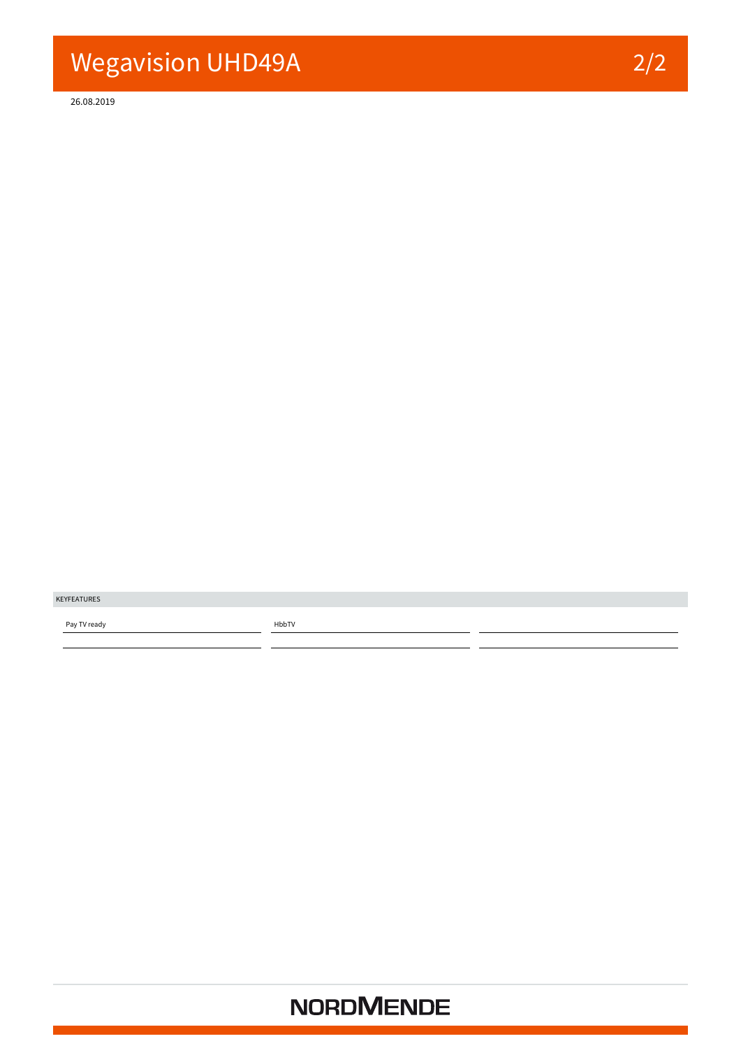# Wegavision UHD49A

26.08.2019

KEYFEATURES

| | | |
|---|---|---|
| Pay TV ready | HbbTV | |
| | | |

NORDMENDE